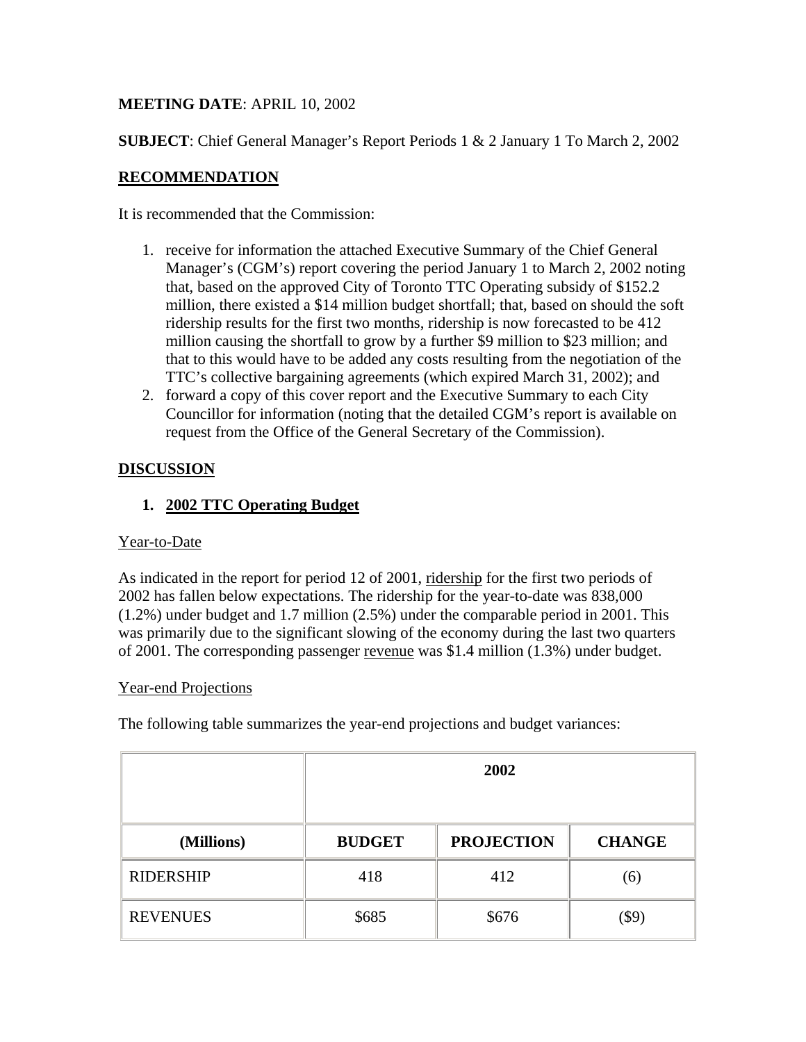**MEETING DATE**: APRIL 10, 2002

**SUBJECT**: Chief General Manager's Report Periods 1 & 2 January 1 To March 2, 2002

**RECOMMENDATION**

It is recommended that the Commission:

1. receive for information the attached Executive Summary of the Chief General Manager's (CGM's) report covering the period January 1 to March 2, 2002 noting that, based on the approved City of Toronto TTC Operating subsidy of $152.2 million, there existed a $14 million budget shortfall; that, based on should the soft ridership results for the first two months, ridership is now forecasted to be 412 million causing the shortfall to grow by a further $9 million to $23 million; and that to this would have to be added any costs resulting from the negotiation of the TTC's collective bargaining agreements (which expired March 31, 2002); and
2. forward a copy of this cover report and the Executive Summary to each City Councillor for information (noting that the detailed CGM's report is available on request from the Office of the General Secretary of the Commission).

**DISCUSSION**

1. **2002 TTC Operating Budget**

Year-to-Date

As indicated in the report for period 12 of 2001, ridership for the first two periods of 2002 has fallen below expectations. The ridership for the year-to-date was 838,000 (1.2%) under budget and 1.7 million (2.5%) under the comparable period in 2001. This was primarily due to the significant slowing of the economy during the last two quarters of 2001. The corresponding passenger revenue was $1.4 million (1.3%) under budget.

Year-end Projections

The following table summarizes the year-end projections and budget variances:

| | 2002 | | |
|---|---|---|---|
| **(Millions)** | **BUDGET** | **PROJECTION** | **CHANGE** |
| RIDERSHIP | 418 | 412 | (6) |
| REVENUES | $685 | $676 | ($9) |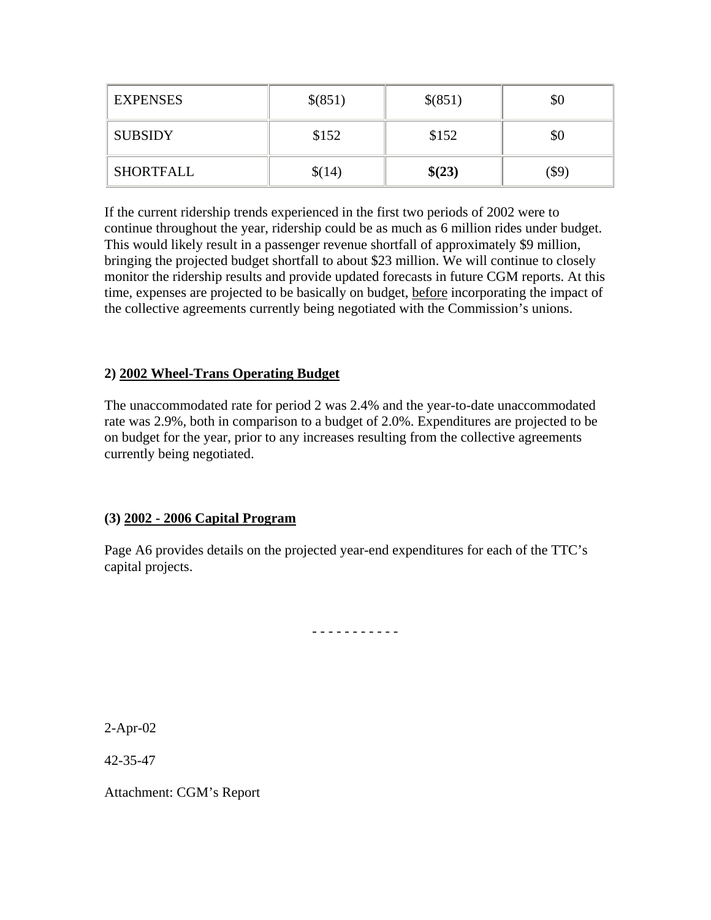| | | | |
|---|---|---|---|
| EXPENSES | $(851) | $(851) | $0 |
| SUBSIDY | $152 | $152 | $0 |
| SHORTFALL | $(14) | **$(23)** | ($9) |

If the current ridership trends experienced in the first two periods of 2002 were to continue throughout the year, ridership could be as much as 6 million rides under budget. This would likely result in a passenger revenue shortfall of approximately $9 million, bringing the projected budget shortfall to about $23 million. We will continue to closely monitor the ridership results and provide updated forecasts in future CGM reports. At this time, expenses are projected to be basically on budget, before incorporating the impact of the collective agreements currently being negotiated with the Commission's unions.

**2) 2002 Wheel-Trans Operating Budget**

The unaccommodated rate for period 2 was 2.4% and the year-to-date unaccommodated rate was 2.9%, both in comparison to a budget of 2.0%. Expenditures are projected to be on budget for the year, prior to any increases resulting from the collective agreements currently being negotiated.

**(3) 2002 - 2006 Capital Program**

Page A6 provides details on the projected year-end expenditures for each of the TTC's capital projects.

\- - - - - - - - - - -

2-Apr-02

42-35-47

Attachment: CGM's Report